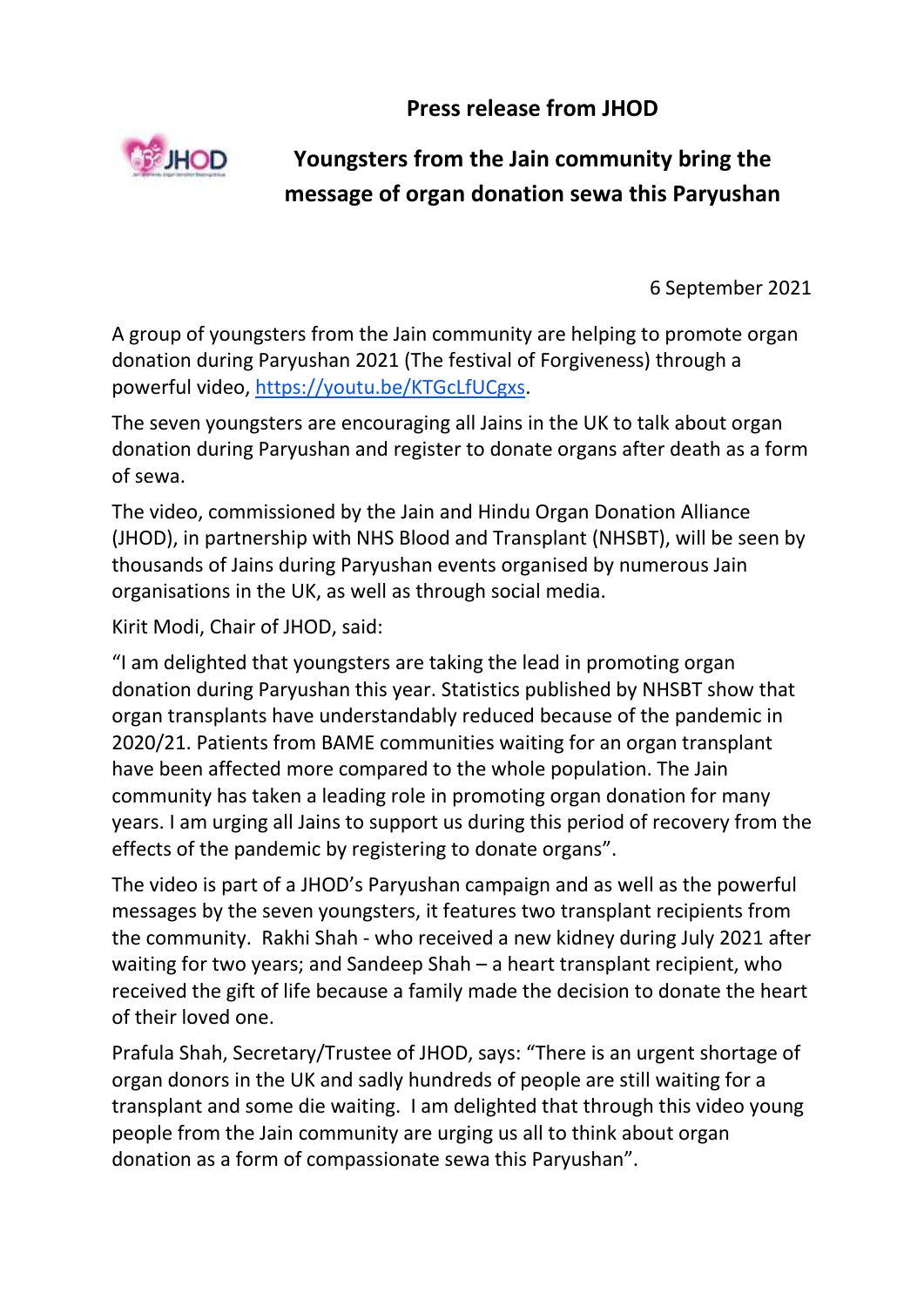**Press release from JHOD**

# Youngsters from the Jain community bring the message of organ donation sewa this Paryushan

6 September 2021

A group of youngsters from the Jain community are helping to promote organ donation during Paryushan 2021 (The festival of Forgiveness) through a powerful video, https://youtu.be/KTGcLfUCgxs.

The seven youngsters are encouraging all Jains in the UK to talk about organ donation during Paryushan and register to donate organs after death as a form of sewa.

The video, commissioned by the Jain and Hindu Organ Donation Alliance (JHOD), in partnership with NHS Blood and Transplant (NHSBT), will be seen by thousands of Jains during Paryushan events organised by numerous Jain organisations in the UK, as well as through social media.

Kirit Modi, Chair of JHOD, said:

"I am delighted that youngsters are taking the lead in promoting organ donation during Paryushan this year. Statistics published by NHSBT show that organ transplants have understandably reduced because of the pandemic in 2020/21. Patients from BAME communities waiting for an organ transplant have been affected more compared to the whole population. The Jain community has taken a leading role in promoting organ donation for many years. I am urging all Jains to support us during this period of recovery from the effects of the pandemic by registering to donate organs".

The video is part of a JHOD's Paryushan campaign and as well as the powerful messages by the seven youngsters, it features two transplant recipients from the community. Rakhi Shah - who received a new kidney during July 2021 after waiting for two years; and Sandeep Shah – a heart transplant recipient, who received the gift of life because a family made the decision to donate the heart of their loved one.

Prafula Shah, Secretary/Trustee of JHOD, says: "There is an urgent shortage of organ donors in the UK and sadly hundreds of people are still waiting for a transplant and some die waiting. I am delighted that through this video young people from the Jain community are urging us all to think about organ donation as a form of compassionate sewa this Paryushan".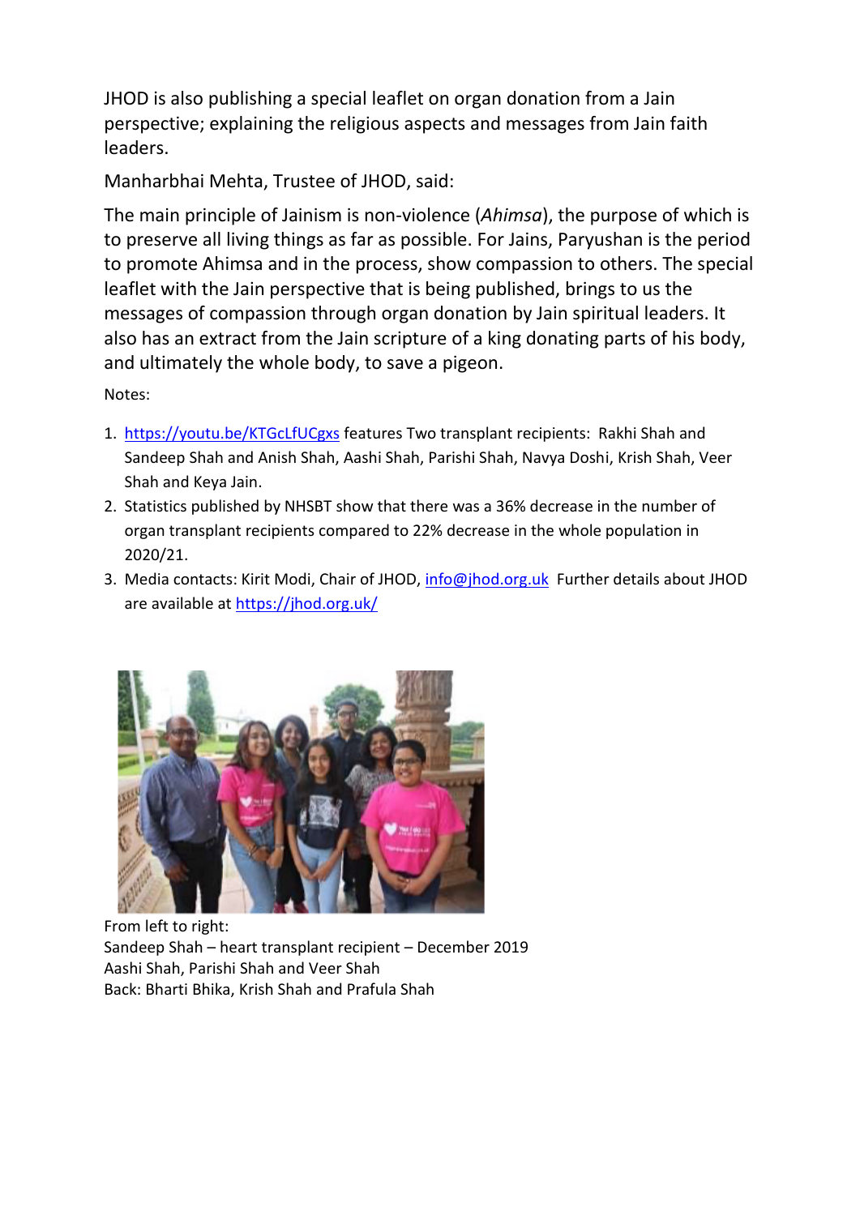JHOD is also publishing a special leaflet on organ donation from a Jain perspective; explaining the religious aspects and messages from Jain faith leaders.

Manharbhai Mehta, Trustee of JHOD, said:

The main principle of Jainism is non-violence (*Ahimsa*), the purpose of which is to preserve all living things as far as possible. For Jains, Paryushan is the period to promote Ahimsa and in the process, show compassion to others. The special leaflet with the Jain perspective that is being published, brings to us the messages of compassion through organ donation by Jain spiritual leaders. It also has an extract from the Jain scripture of a king donating parts of his body, and ultimately the whole body, to save a pigeon.

Notes:

1. https://youtu.be/KTGcLfUCgxs features Two transplant recipients: Rakhi Shah and Sandeep Shah and Anish Shah, Aashi Shah, Parishi Shah, Navya Doshi, Krish Shah, Veer Shah and Keya Jain.
2. Statistics published by NHSBT show that there was a 36% decrease in the number of organ transplant recipients compared to 22% decrease in the whole population in 2020/21.
3. Media contacts: Kirit Modi, Chair of JHOD, info@jhod.org.uk Further details about JHOD are available at https://jhod.org.uk/

From left to right:
Sandeep Shah – heart transplant recipient – December 2019
Aashi Shah, Parishi Shah and Veer Shah
Back: Bharti Bhika, Krish Shah and Prafula Shah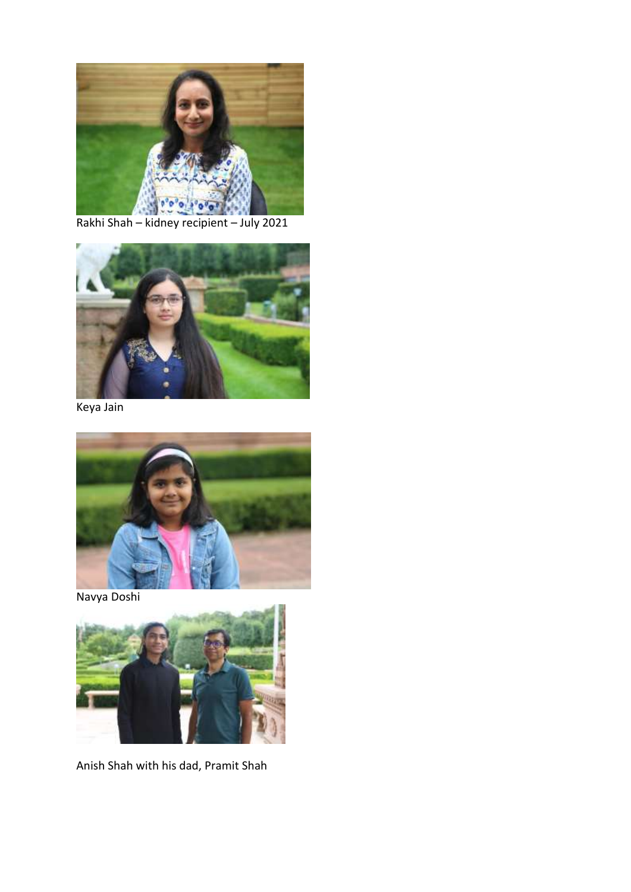Rakhi Shah – kidney recipient – July 2021

Keya Jain

Navya Doshi

Anish Shah with his dad, Pramit Shah